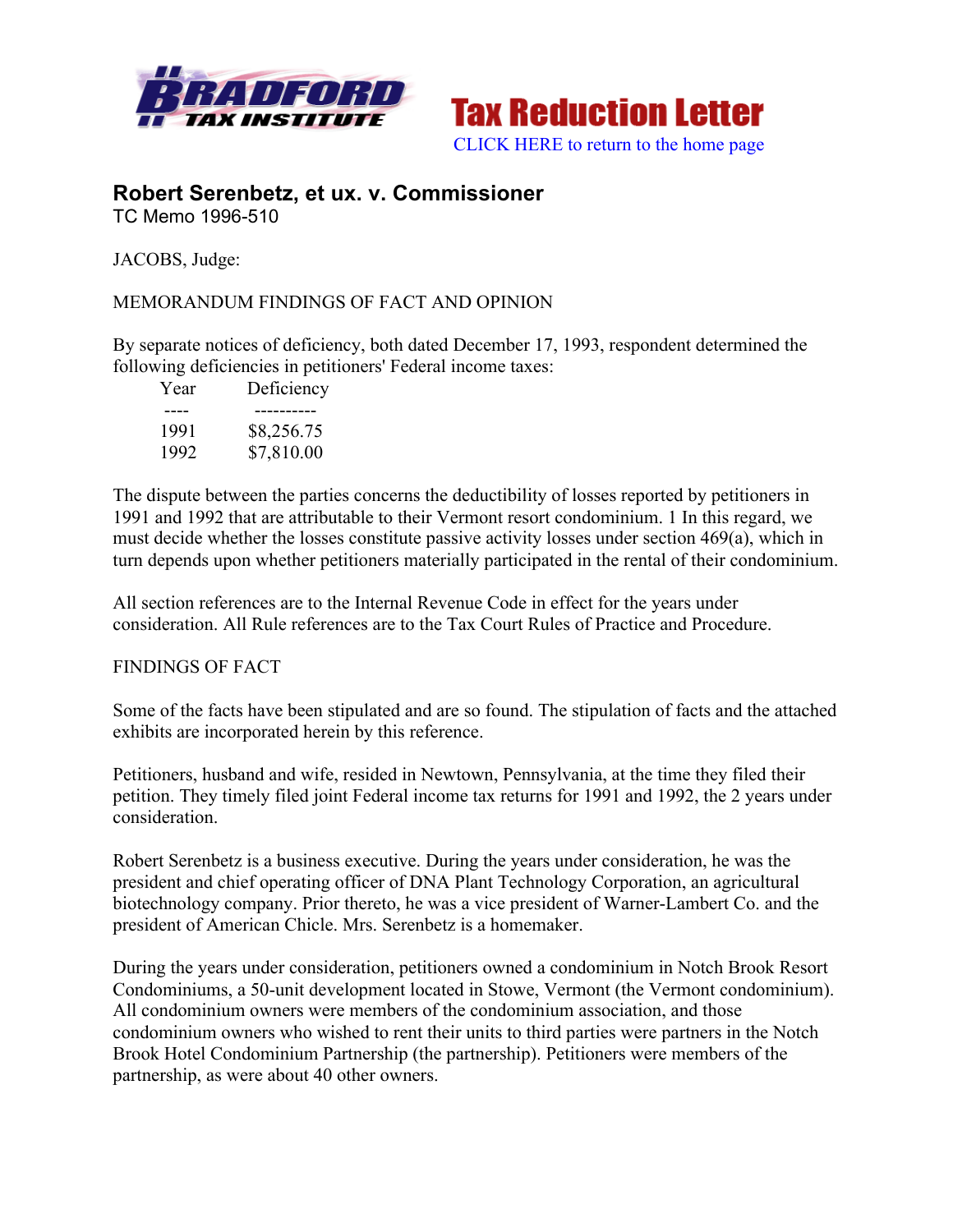Bradford Tax Institute — Tax Reduction Letter

CLICK HERE to return to the home page

## Robert Serenbetz, et ux. v. Commissioner

TC Memo 1996-510

JACOBS, Judge:

MEMORANDUM FINDINGS OF FACT AND OPINION

By separate notices of deficiency, both dated December 17, 1993, respondent determined the following deficiencies in petitioners' Federal income taxes:

| Year | Deficiency |
|---|---|
| 1991 | $8,256.75 |
| 1992 | $7,810.00 |

The dispute between the parties concerns the deductibility of losses reported by petitioners in 1991 and 1992 that are attributable to their Vermont resort condominium. 1 In this regard, we must decide whether the losses constitute passive activity losses under section 469(a), which in turn depends upon whether petitioners materially participated in the rental of their condominium.

All section references are to the Internal Revenue Code in effect for the years under consideration. All Rule references are to the Tax Court Rules of Practice and Procedure.

FINDINGS OF FACT

Some of the facts have been stipulated and are so found. The stipulation of facts and the attached exhibits are incorporated herein by this reference.

Petitioners, husband and wife, resided in Newtown, Pennsylvania, at the time they filed their petition. They timely filed joint Federal income tax returns for 1991 and 1992, the 2 years under consideration.

Robert Serenbetz is a business executive. During the years under consideration, he was the president and chief operating officer of DNA Plant Technology Corporation, an agricultural biotechnology company. Prior thereto, he was a vice president of Warner-Lambert Co. and the president of American Chicle. Mrs. Serenbetz is a homemaker.

During the years under consideration, petitioners owned a condominium in Notch Brook Resort Condominiums, a 50-unit development located in Stowe, Vermont (the Vermont condominium). All condominium owners were members of the condominium association, and those condominium owners who wished to rent their units to third parties were partners in the Notch Brook Hotel Condominium Partnership (the partnership). Petitioners were members of the partnership, as were about 40 other owners.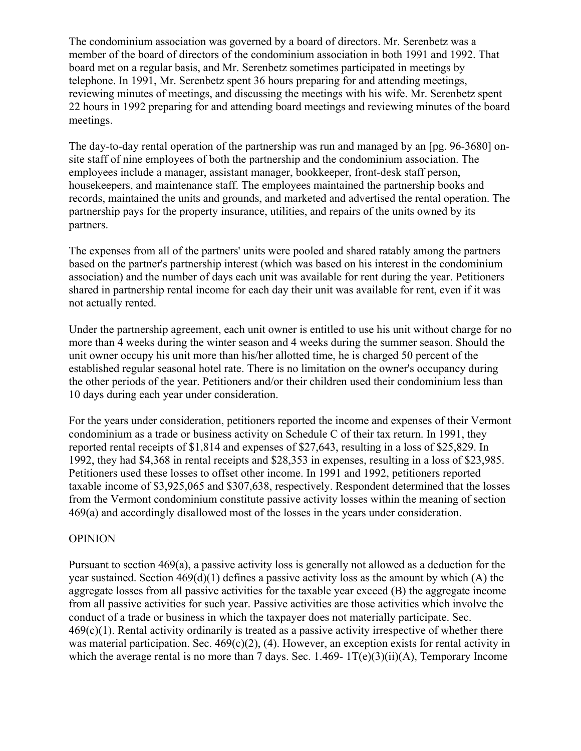The condominium association was governed by a board of directors. Mr. Serenbetz was a member of the board of directors of the condominium association in both 1991 and 1992. That board met on a regular basis, and Mr. Serenbetz sometimes participated in meetings by telephone. In 1991, Mr. Serenbetz spent 36 hours preparing for and attending meetings, reviewing minutes of meetings, and discussing the meetings with his wife. Mr. Serenbetz spent 22 hours in 1992 preparing for and attending board meetings and reviewing minutes of the board meetings.

The day-to-day rental operation of the partnership was run and managed by an [pg. 96-3680] on-site staff of nine employees of both the partnership and the condominium association. The employees include a manager, assistant manager, bookkeeper, front-desk staff person, housekeepers, and maintenance staff. The employees maintained the partnership books and records, maintained the units and grounds, and marketed and advertised the rental operation. The partnership pays for the property insurance, utilities, and repairs of the units owned by its partners.

The expenses from all of the partners' units were pooled and shared ratably among the partners based on the partner's partnership interest (which was based on his interest in the condominium association) and the number of days each unit was available for rent during the year. Petitioners shared in partnership rental income for each day their unit was available for rent, even if it was not actually rented.

Under the partnership agreement, each unit owner is entitled to use his unit without charge for no more than 4 weeks during the winter season and 4 weeks during the summer season. Should the unit owner occupy his unit more than his/her allotted time, he is charged 50 percent of the established regular seasonal hotel rate. There is no limitation on the owner's occupancy during the other periods of the year. Petitioners and/or their children used their condominium less than 10 days during each year under consideration.

For the years under consideration, petitioners reported the income and expenses of their Vermont condominium as a trade or business activity on Schedule C of their tax return. In 1991, they reported rental receipts of $1,814 and expenses of $27,643, resulting in a loss of $25,829. In 1992, they had $4,368 in rental receipts and $28,353 in expenses, resulting in a loss of $23,985. Petitioners used these losses to offset other income. In 1991 and 1992, petitioners reported taxable income of $3,925,065 and $307,638, respectively. Respondent determined that the losses from the Vermont condominium constitute passive activity losses within the meaning of section 469(a) and accordingly disallowed most of the losses in the years under consideration.

OPINION

Pursuant to section 469(a), a passive activity loss is generally not allowed as a deduction for the year sustained. Section 469(d)(1) defines a passive activity loss as the amount by which (A) the aggregate losses from all passive activities for the taxable year exceed (B) the aggregate income from all passive activities for such year. Passive activities are those activities which involve the conduct of a trade or business in which the taxpayer does not materially participate. Sec. 469(c)(1). Rental activity ordinarily is treated as a passive activity irrespective of whether there was material participation. Sec. 469(c)(2), (4). However, an exception exists for rental activity in which the average rental is no more than 7 days. Sec. 1.469- 1T(e)(3)(ii)(A), Temporary Income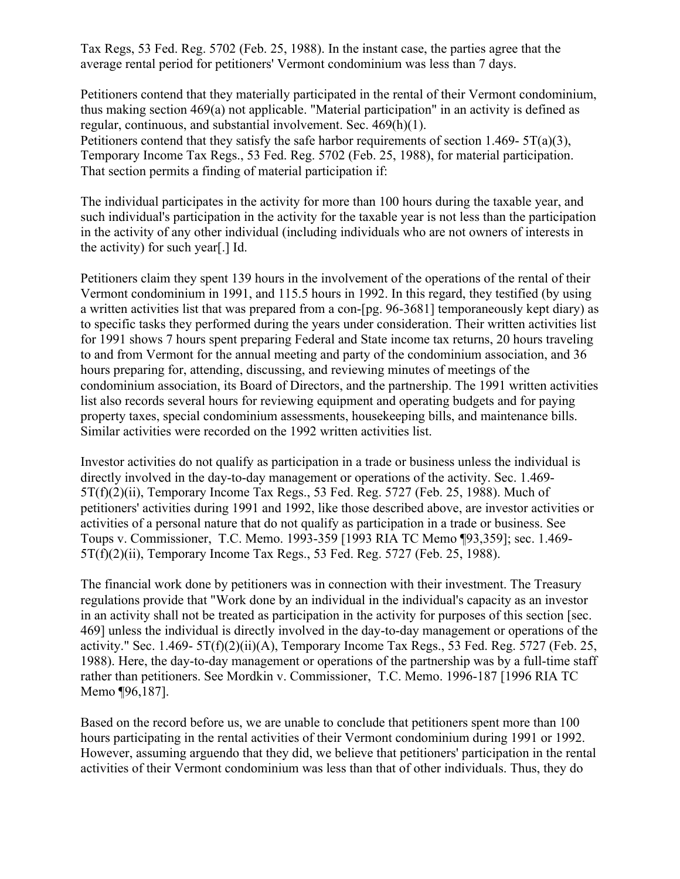Tax Regs, 53 Fed. Reg. 5702 (Feb. 25, 1988). In the instant case, the parties agree that the average rental period for petitioners' Vermont condominium was less than 7 days.

Petitioners contend that they materially participated in the rental of their Vermont condominium, thus making section 469(a) not applicable. "Material participation" in an activity is defined as regular, continuous, and substantial involvement. Sec. 469(h)(1).
Petitioners contend that they satisfy the safe harbor requirements of section 1.469- 5T(a)(3), Temporary Income Tax Regs., 53 Fed. Reg. 5702 (Feb. 25, 1988), for material participation. That section permits a finding of material participation if:

The individual participates in the activity for more than 100 hours during the taxable year, and such individual's participation in the activity for the taxable year is not less than the participation in the activity of any other individual (including individuals who are not owners of interests in the activity) for such year[.] Id.

Petitioners claim they spent 139 hours in the involvement of the operations of the rental of their Vermont condominium in 1991, and 115.5 hours in 1992. In this regard, they testified (by using a written activities list that was prepared from a con-[pg. 96-3681] temporaneously kept diary) as to specific tasks they performed during the years under consideration. Their written activities list for 1991 shows 7 hours spent preparing Federal and State income tax returns, 20 hours traveling to and from Vermont for the annual meeting and party of the condominium association, and 36 hours preparing for, attending, discussing, and reviewing minutes of meetings of the condominium association, its Board of Directors, and the partnership. The 1991 written activities list also records several hours for reviewing equipment and operating budgets and for paying property taxes, special condominium assessments, housekeeping bills, and maintenance bills. Similar activities were recorded on the 1992 written activities list.

Investor activities do not qualify as participation in a trade or business unless the individual is directly involved in the day-to-day management or operations of the activity. Sec. 1.469- 5T(f)(2)(ii), Temporary Income Tax Regs., 53 Fed. Reg. 5727 (Feb. 25, 1988). Much of petitioners' activities during 1991 and 1992, like those described above, are investor activities or activities of a personal nature that do not qualify as participation in a trade or business. See Toups v. Commissioner, T.C. Memo. 1993-359 [1993 RIA TC Memo ¶93,359]; sec. 1.469- 5T(f)(2)(ii), Temporary Income Tax Regs., 53 Fed. Reg. 5727 (Feb. 25, 1988).

The financial work done by petitioners was in connection with their investment. The Treasury regulations provide that "Work done by an individual in the individual's capacity as an investor in an activity shall not be treated as participation in the activity for purposes of this section [sec. 469] unless the individual is directly involved in the day-to-day management or operations of the activity." Sec. 1.469- 5T(f)(2)(ii)(A), Temporary Income Tax Regs., 53 Fed. Reg. 5727 (Feb. 25, 1988). Here, the day-to-day management or operations of the partnership was by a full-time staff rather than petitioners. See Mordkin v. Commissioner, T.C. Memo. 1996-187 [1996 RIA TC Memo ¶96,187].

Based on the record before us, we are unable to conclude that petitioners spent more than 100 hours participating in the rental activities of their Vermont condominium during 1991 or 1992. However, assuming arguendo that they did, we believe that petitioners' participation in the rental activities of their Vermont condominium was less than that of other individuals. Thus, they do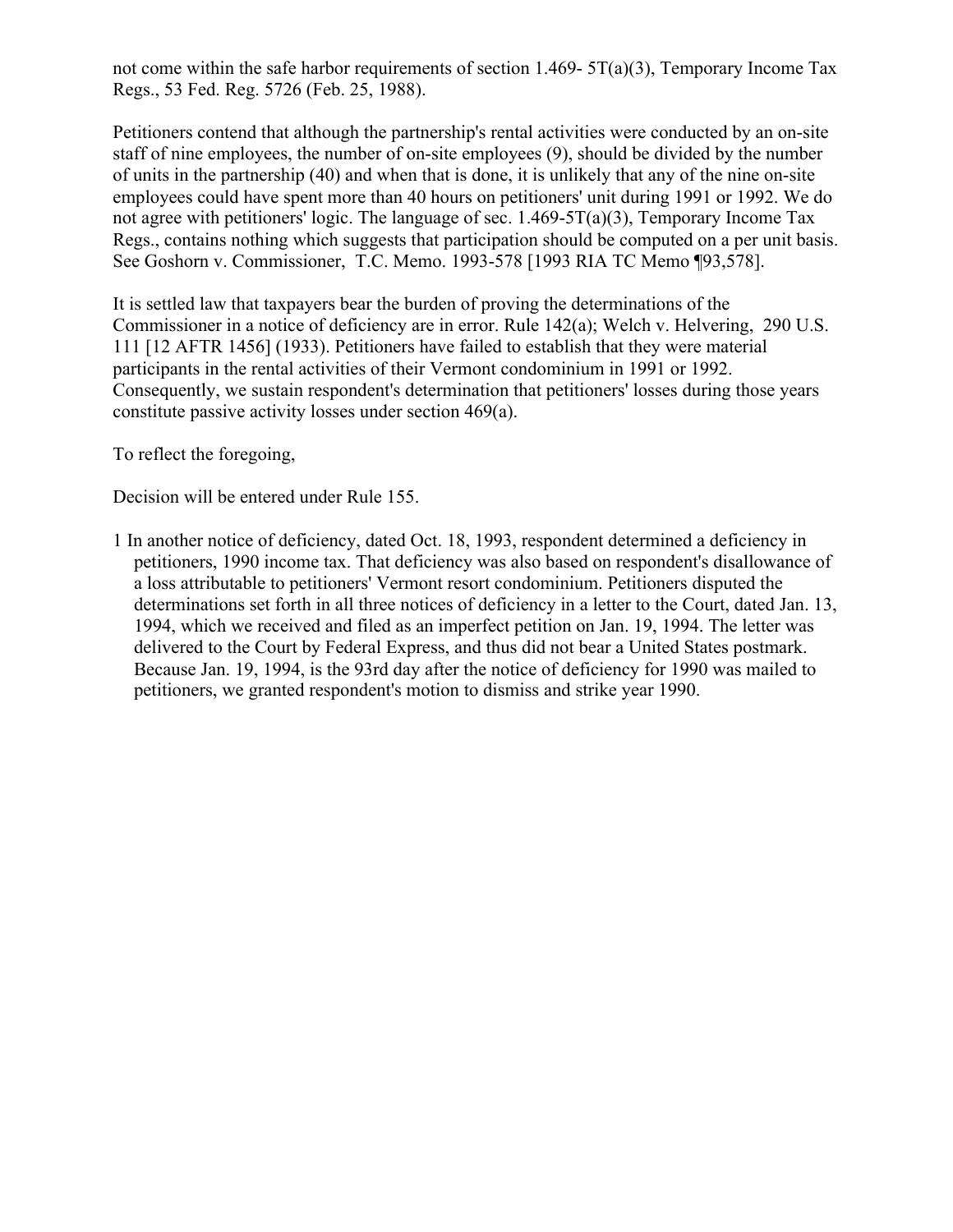not come within the safe harbor requirements of section 1.469- 5T(a)(3), Temporary Income Tax Regs., 53 Fed. Reg. 5726 (Feb. 25, 1988).

Petitioners contend that although the partnership's rental activities were conducted by an on-site staff of nine employees, the number of on-site employees (9), should be divided by the number of units in the partnership (40) and when that is done, it is unlikely that any of the nine on-site employees could have spent more than 40 hours on petitioners' unit during 1991 or 1992. We do not agree with petitioners' logic. The language of sec. 1.469-5T(a)(3), Temporary Income Tax Regs., contains nothing which suggests that participation should be computed on a per unit basis. See Goshorn v. Commissioner, T.C. Memo. 1993-578 [1993 RIA TC Memo ¶93,578].

It is settled law that taxpayers bear the burden of proving the determinations of the Commissioner in a notice of deficiency are in error. Rule 142(a); Welch v. Helvering, 290 U.S. 111 [12 AFTR 1456] (1933). Petitioners have failed to establish that they were material participants in the rental activities of their Vermont condominium in 1991 or 1992. Consequently, we sustain respondent's determination that petitioners' losses during those years constitute passive activity losses under section 469(a).

To reflect the foregoing,

Decision will be entered under Rule 155.

1 In another notice of deficiency, dated Oct. 18, 1993, respondent determined a deficiency in petitioners, 1990 income tax. That deficiency was also based on respondent's disallowance of a loss attributable to petitioners' Vermont resort condominium. Petitioners disputed the determinations set forth in all three notices of deficiency in a letter to the Court, dated Jan. 13, 1994, which we received and filed as an imperfect petition on Jan. 19, 1994. The letter was delivered to the Court by Federal Express, and thus did not bear a United States postmark. Because Jan. 19, 1994, is the 93rd day after the notice of deficiency for 1990 was mailed to petitioners, we granted respondent's motion to dismiss and strike year 1990.